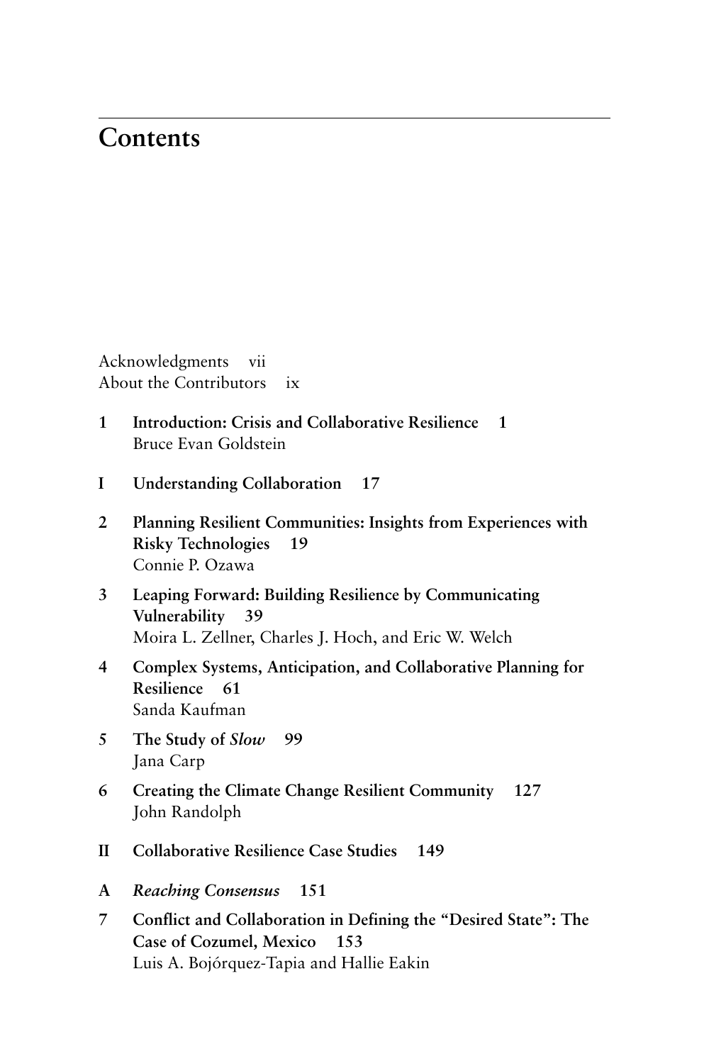# Contents

Acknowledgments vii
About the Contributors ix

**1 Introduction: Crisis and Collaborative Resilience 1**
Bruce Evan Goldstein

**I Understanding Collaboration 17**

**2 Planning Resilient Communities: Insights from Experiences with Risky Technologies 19**
Connie P. Ozawa

**3 Leaping Forward: Building Resilience by Communicating Vulnerability 39**
Moira L. Zellner, Charles J. Hoch, and Eric W. Welch

**4 Complex Systems, Anticipation, and Collaborative Planning for Resilience 61**
Sanda Kaufman

**5 The Study of *Slow* 99**
Jana Carp

**6 Creating the Climate Change Resilient Community 127**
John Randolph

**II Collaborative Resilience Case Studies 149**

**A *Reaching Consensus* 151**

**7 Conflict and Collaboration in Defining the "Desired State": The Case of Cozumel, Mexico 153**
Luis A. Bojórquez-Tapia and Hallie Eakin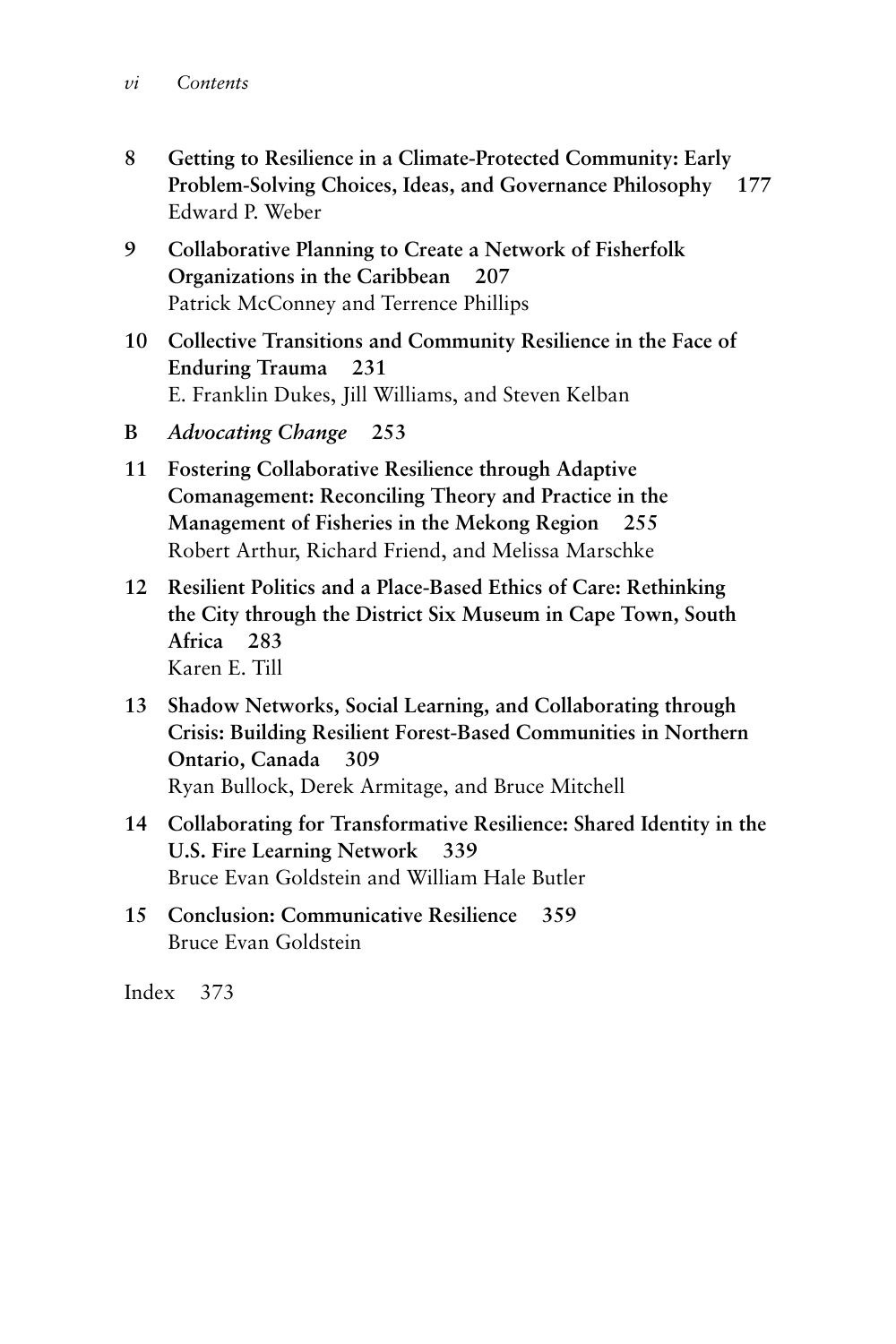**8 Getting to Resilience in a Climate-Protected Community: Early Problem-Solving Choices, Ideas, and Governance Philosophy 177**
Edward P. Weber

**9 Collaborative Planning to Create a Network of Fisherfolk Organizations in the Caribbean 207**
Patrick McConney and Terrence Phillips

**10 Collective Transitions and Community Resilience in the Face of Enduring Trauma 231**
E. Franklin Dukes, Jill Williams, and Steven Kelban

**B *Advocating Change* 253**

**11 Fostering Collaborative Resilience through Adaptive Comanagement: Reconciling Theory and Practice in the Management of Fisheries in the Mekong Region 255**
Robert Arthur, Richard Friend, and Melissa Marschke

**12 Resilient Politics and a Place-Based Ethics of Care: Rethinking the City through the District Six Museum in Cape Town, South Africa 283**
Karen E. Till

**13 Shadow Networks, Social Learning, and Collaborating through Crisis: Building Resilient Forest-Based Communities in Northern Ontario, Canada 309**
Ryan Bullock, Derek Armitage, and Bruce Mitchell

**14 Collaborating for Transformative Resilience: Shared Identity in the U.S. Fire Learning Network 339**
Bruce Evan Goldstein and William Hale Butler

**15 Conclusion: Communicative Resilience 359**
Bruce Evan Goldstein

Index 373